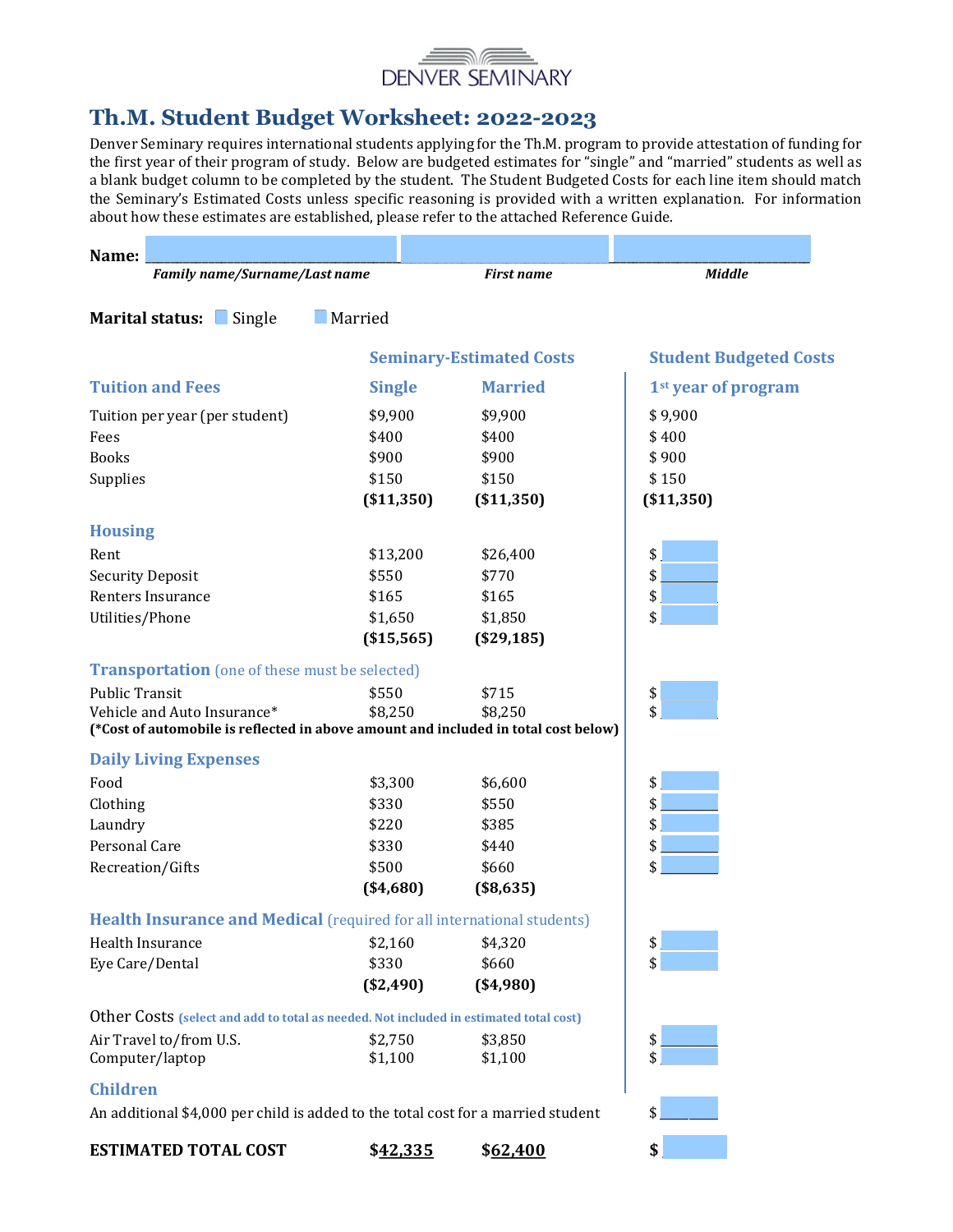DENVER SEMINARY

# Th.M. Student Budget Worksheet: 2022-2023

Denver Seminary requires international students applying for the Th.M. program to provide attestation of funding for the first year of their program of study. Below are budgeted estimates for "single" and "married" students as well as a blank budget column to be completed by the student. The Student Budgeted Costs for each line item should match the Seminary's Estimated Costs unless specific reasoning is provided with a written explanation. For information about how these estimates are established, please refer to the attached Reference Guide.

**Name:** ______________________ ______________________ ______________________
*Family name/Surname/Last name* *First name* *Middle*

**Marital status:** ☐ Single ☐ Married

| | Seminary-Estimated Costs | | Student Budgeted Costs |
|---|---|---|---|
| **Tuition and Fees** | **Single** | **Married** | **1st year of program** |
| Tuition per year (per student) | $9,900 | $9,900 | $ 9,900 |
| Fees | $400 | $400 | $ 400 |
| Books | $900 | $900 | $ 900 |
| Supplies | $150 | $150 | $ 150 |
| | **($11,350)** | **($11,350)** | **($11,350)** |
| **Housing** | | | |
| Rent | $13,200 | $26,400 | $ |
| Security Deposit | $550 | $770 | $ |
| Renters Insurance | $165 | $165 | $ |
| Utilities/Phone | $1,650 | $1,850 | $ |
| | **($15,565)** | **($29,185)** | |
| **Transportation** (one of these must be selected) | | | |
| Public Transit | $550 | $715 | $ |
| Vehicle and Auto Insurance* | $8,250 | $8,250 | $ |
| **(*Cost of automobile is reflected in above amount and included in total cost below)** | | | |
| **Daily Living Expenses** | | | |
| Food | $3,300 | $6,600 | $ |
| Clothing | $330 | $550 | $ |
| Laundry | $220 | $385 | $ |
| Personal Care | $330 | $440 | $ |
| Recreation/Gifts | $500 | $660 | $ |
| | **($4,680)** | **($8,635)** | |
| **Health Insurance and Medical** (required for all international students) | | | |
| Health Insurance | $2,160 | $4,320 | $ |
| Eye Care/Dental | $330 | $660 | $ |
| | **($2,490)** | **($4,980)** | |
| Other Costs **(select and add to total as needed. Not included in estimated total cost)** | | | |
| Air Travel to/from U.S. | $2,750 | $3,850 | $ |
| Computer/laptop | $1,100 | $1,100 | $ |
| **Children** | | | |
| An additional $4,000 per child is added to the total cost for a married student | | | $ |
| **ESTIMATED TOTAL COST** | **$42,335** | **$62,400** | **$** |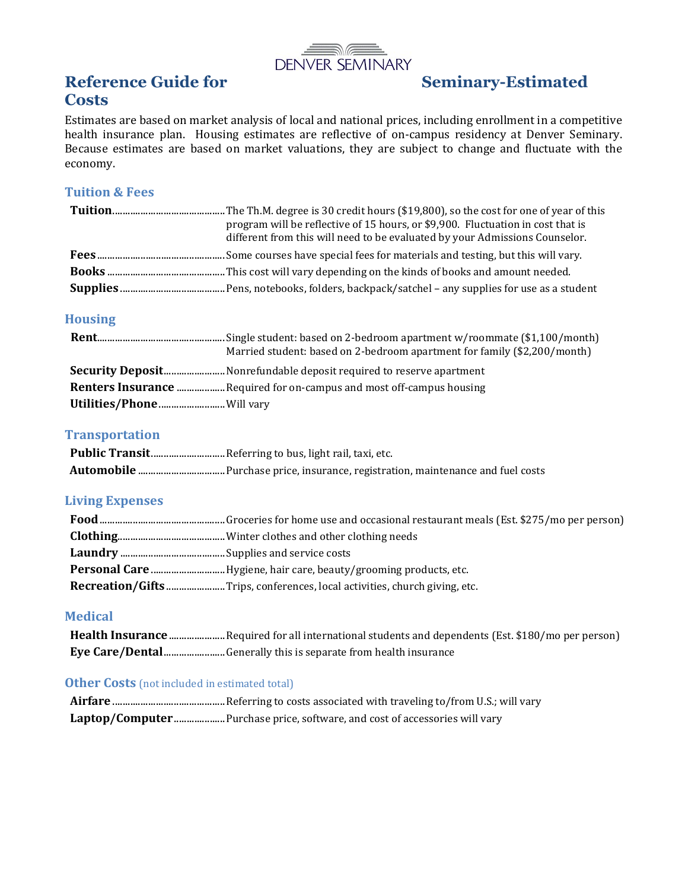DENVER SEMINARY

# Reference Guide for Seminary-Estimated Costs

Estimates are based on market analysis of local and national prices, including enrollment in a competitive health insurance plan. Housing estimates are reflective of on-campus residency at Denver Seminary. Because estimates are based on market valuations, they are subject to change and fluctuate with the economy.

## Tuition & Fees

| | |
|---|---|
| **Tuition** | The Th.M. degree is 30 credit hours ($19,800), so the cost for one of year of this program will be reflective of 15 hours, or $9,900. Fluctuation in cost that is different from this will need to be evaluated by your Admissions Counselor. |
| **Fees** | Some courses have special fees for materials and testing, but this will vary. |
| **Books** | This cost will vary depending on the kinds of books and amount needed. |
| **Supplies** | Pens, notebooks, folders, backpack/satchel – any supplies for use as a student |

## Housing

| | |
|---|---|
| **Rent** | Single student: based on 2-bedroom apartment w/roommate ($1,100/month)<br>Married student: based on 2-bedroom apartment for family ($2,200/month) |
| **Security Deposit** | Nonrefundable deposit required to reserve apartment |
| **Renters Insurance** | Required for on-campus and most off-campus housing |
| **Utilities/Phone** | Will vary |

## Transportation

| | |
|---|---|
| **Public Transit** | Referring to bus, light rail, taxi, etc. |
| **Automobile** | Purchase price, insurance, registration, maintenance and fuel costs |

## Living Expenses

| | |
|---|---|
| **Food** | Groceries for home use and occasional restaurant meals (Est. $275/mo per person) |
| **Clothing** | Winter clothes and other clothing needs |
| **Laundry** | Supplies and service costs |
| **Personal Care** | Hygiene, hair care, beauty/grooming products, etc. |
| **Recreation/Gifts** | Trips, conferences, local activities, church giving, etc. |

## Medical

| | |
|---|---|
| **Health Insurance** | Required for all international students and dependents (Est. $180/mo per person) |
| **Eye Care/Dental** | Generally this is separate from health insurance |

## Other Costs (not included in estimated total)

| | |
|---|---|
| **Airfare** | Referring to costs associated with traveling to/from U.S.; will vary |
| **Laptop/Computer** | Purchase price, software, and cost of accessories will vary |